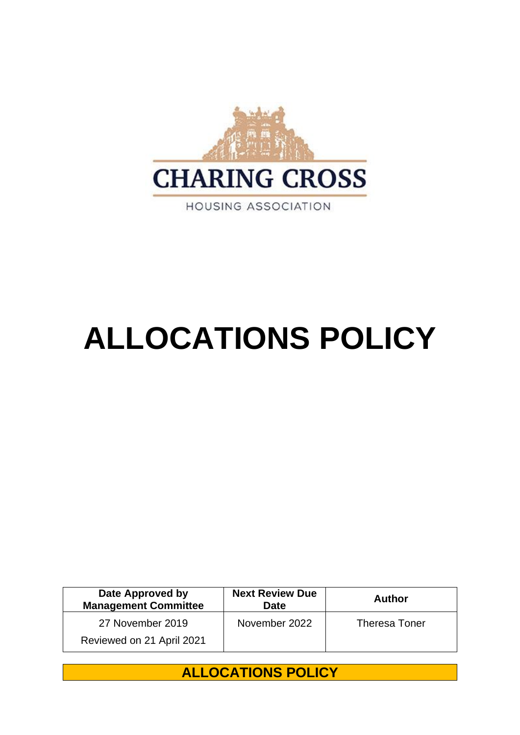CHARING CROSS

HOUSING ASSOCIATION

# ALLOCATIONS POLICY

| Date Approved by Management Committee | Next Review Due Date | Author |
|---|---|---|
| 27 November 2019<br>Reviewed on 21 April 2021 | November 2022 | Theresa Toner |

## ALLOCATIONS POLICY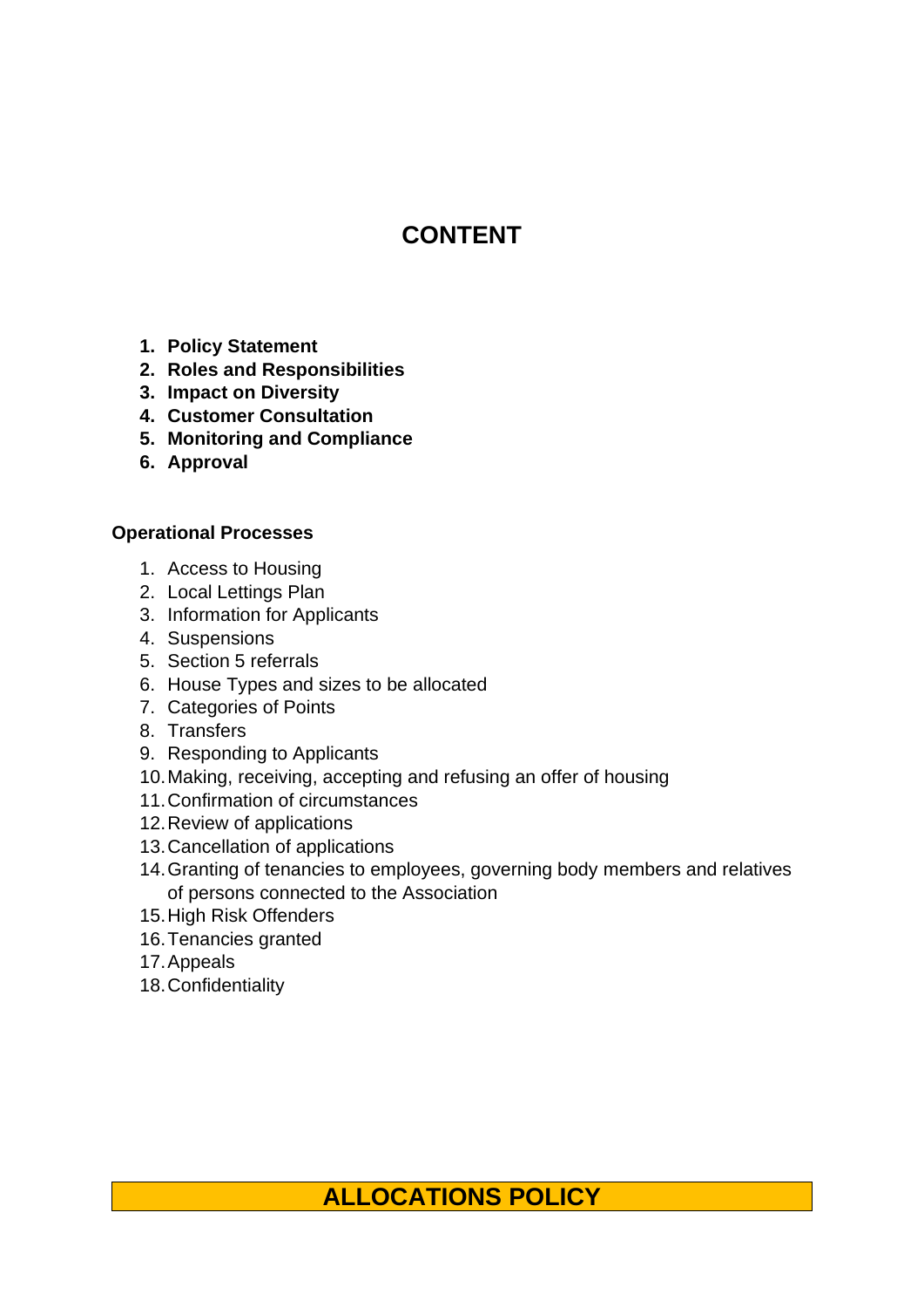# CONTENT

1. **Policy Statement**
2. **Roles and Responsibilities**
3. **Impact on Diversity**
4. **Customer Consultation**
5. **Monitoring and Compliance**
6. **Approval**

**Operational Processes**

1. Access to Housing
2. Local Lettings Plan
3. Information for Applicants
4. Suspensions
5. Section 5 referrals
6. House Types and sizes to be allocated
7. Categories of Points
8. Transfers
9. Responding to Applicants
10. Making, receiving, accepting and refusing an offer of housing
11. Confirmation of circumstances
12. Review of applications
13. Cancellation of applications
14. Granting of tenancies to employees, governing body members and relatives of persons connected to the Association
15. High Risk Offenders
16. Tenancies granted
17. Appeals
18. Confidentiality

## ALLOCATIONS POLICY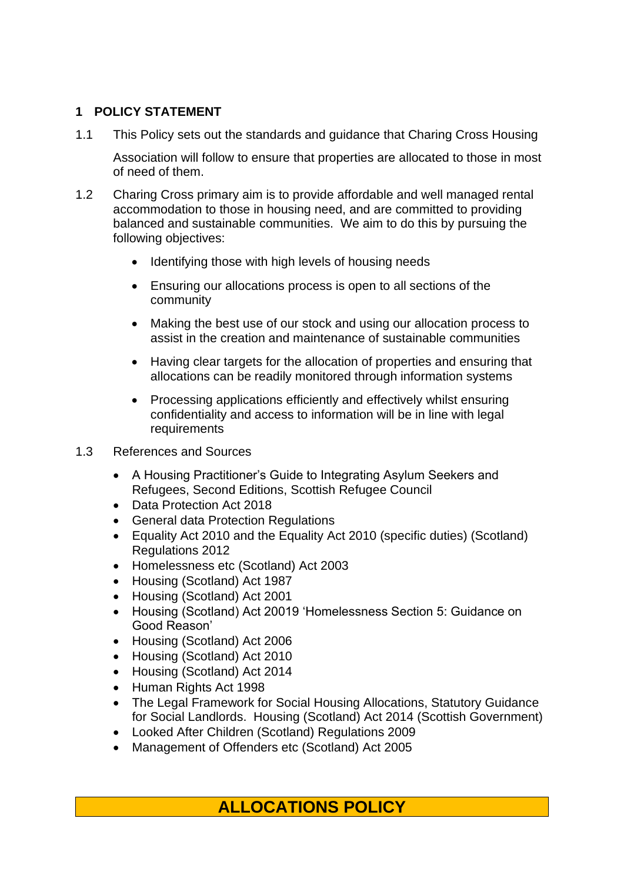## 1 POLICY STATEMENT

1.1 This Policy sets out the standards and guidance that Charing Cross Housing

Association will follow to ensure that properties are allocated to those in most of need of them.

1.2 Charing Cross primary aim is to provide affordable and well managed rental accommodation to those in housing need, and are committed to providing balanced and sustainable communities. We aim to do this by pursuing the following objectives:

- Identifying those with high levels of housing needs
- Ensuring our allocations process is open to all sections of the community
- Making the best use of our stock and using our allocation process to assist in the creation and maintenance of sustainable communities
- Having clear targets for the allocation of properties and ensuring that allocations can be readily monitored through information systems
- Processing applications efficiently and effectively whilst ensuring confidentiality and access to information will be in line with legal requirements

1.3 References and Sources

- A Housing Practitioner's Guide to Integrating Asylum Seekers and Refugees, Second Editions, Scottish Refugee Council
- Data Protection Act 2018
- General data Protection Regulations
- Equality Act 2010 and the Equality Act 2010 (specific duties) (Scotland) Regulations 2012
- Homelessness etc (Scotland) Act 2003
- Housing (Scotland) Act 1987
- Housing (Scotland) Act 2001
- Housing (Scotland) Act 20019 'Homelessness Section 5: Guidance on Good Reason'
- Housing (Scotland) Act 2006
- Housing (Scotland) Act 2010
- Housing (Scotland) Act 2014
- Human Rights Act 1998
- The Legal Framework for Social Housing Allocations, Statutory Guidance for Social Landlords. Housing (Scotland) Act 2014 (Scottish Government)
- Looked After Children (Scotland) Regulations 2009
- Management of Offenders etc (Scotland) Act 2005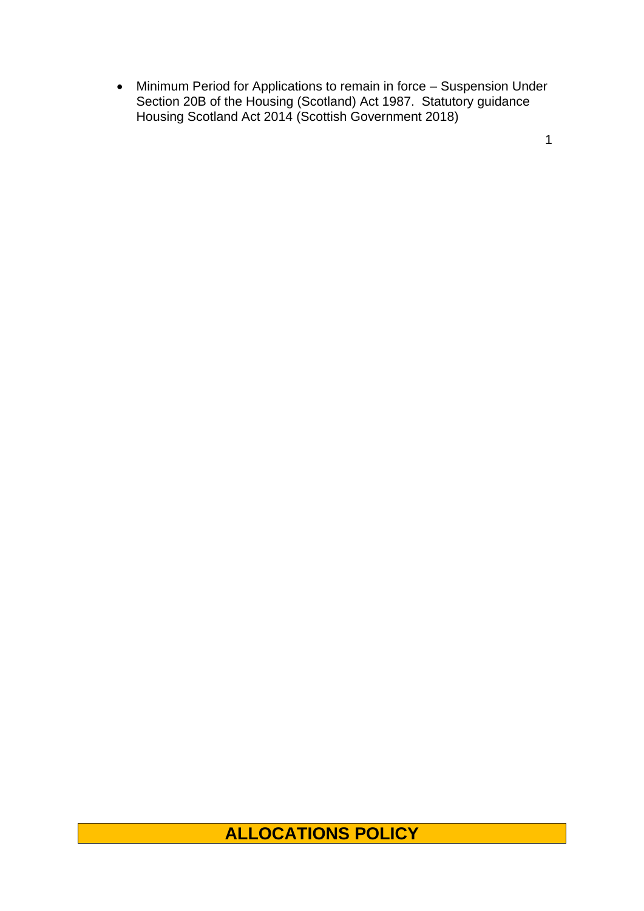- Minimum Period for Applications to remain in force – Suspension Under Section 20B of the Housing (Scotland) Act 1987. Statutory guidance Housing Scotland Act 2014 (Scottish Government 2018)

1

# ALLOCATIONS POLICY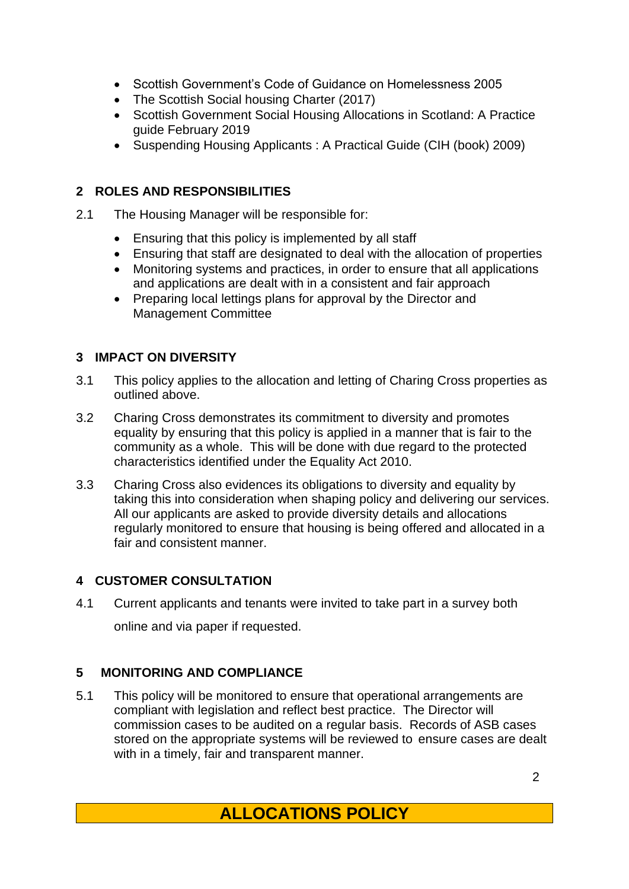- Scottish Government's Code of Guidance on Homelessness 2005
- The Scottish Social housing Charter (2017)
- Scottish Government Social Housing Allocations in Scotland: A Practice guide February 2019
- Suspending Housing Applicants : A Practical Guide (CIH (book) 2009)

## 2 ROLES AND RESPONSIBILITIES

2.1 The Housing Manager will be responsible for:

- Ensuring that this policy is implemented by all staff
- Ensuring that staff are designated to deal with the allocation of properties
- Monitoring systems and practices, in order to ensure that all applications and applications are dealt with in a consistent and fair approach
- Preparing local lettings plans for approval by the Director and Management Committee

## 3 IMPACT ON DIVERSITY

3.1 This policy applies to the allocation and letting of Charing Cross properties as outlined above.

3.2 Charing Cross demonstrates its commitment to diversity and promotes equality by ensuring that this policy is applied in a manner that is fair to the community as a whole. This will be done with due regard to the protected characteristics identified under the Equality Act 2010.

3.3 Charing Cross also evidences its obligations to diversity and equality by taking this into consideration when shaping policy and delivering our services. All our applicants are asked to provide diversity details and allocations regularly monitored to ensure that housing is being offered and allocated in a fair and consistent manner.

## 4 CUSTOMER CONSULTATION

4.1 Current applicants and tenants were invited to take part in a survey both online and via paper if requested.

## 5 MONITORING AND COMPLIANCE

5.1 This policy will be monitored to ensure that operational arrangements are compliant with legislation and reflect best practice. The Director will commission cases to be audited on a regular basis. Records of ASB cases stored on the appropriate systems will be reviewed to ensure cases are dealt with in a timely, fair and transparent manner.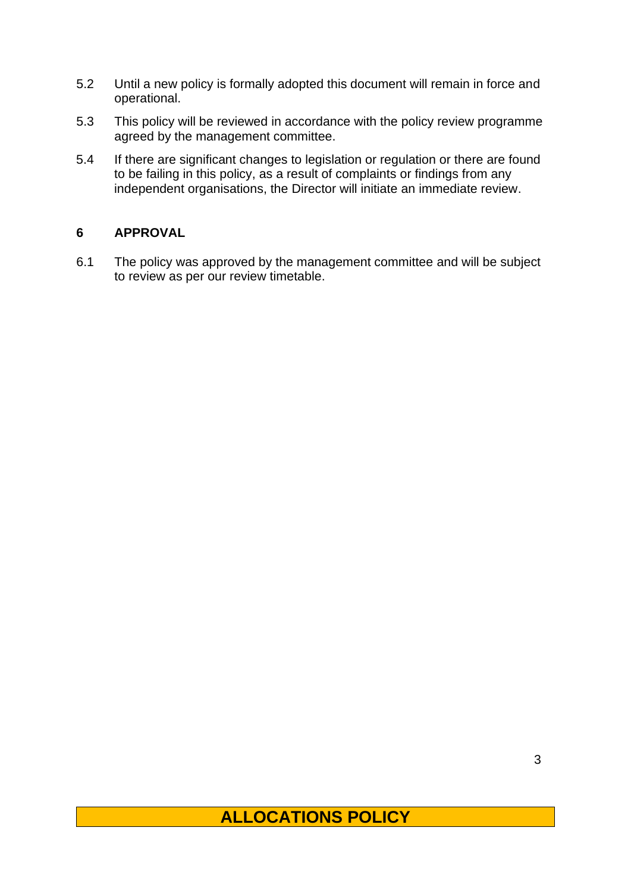5.2 Until a new policy is formally adopted this document will remain in force and operational.

5.3 This policy will be reviewed in accordance with the policy review programme agreed by the management committee.

5.4 If there are significant changes to legislation or regulation or there are found to be failing in this policy, as a result of complaints or findings from any independent organisations, the Director will initiate an immediate review.

## 6 APPROVAL

6.1 The policy was approved by the management committee and will be subject to review as per our review timetable.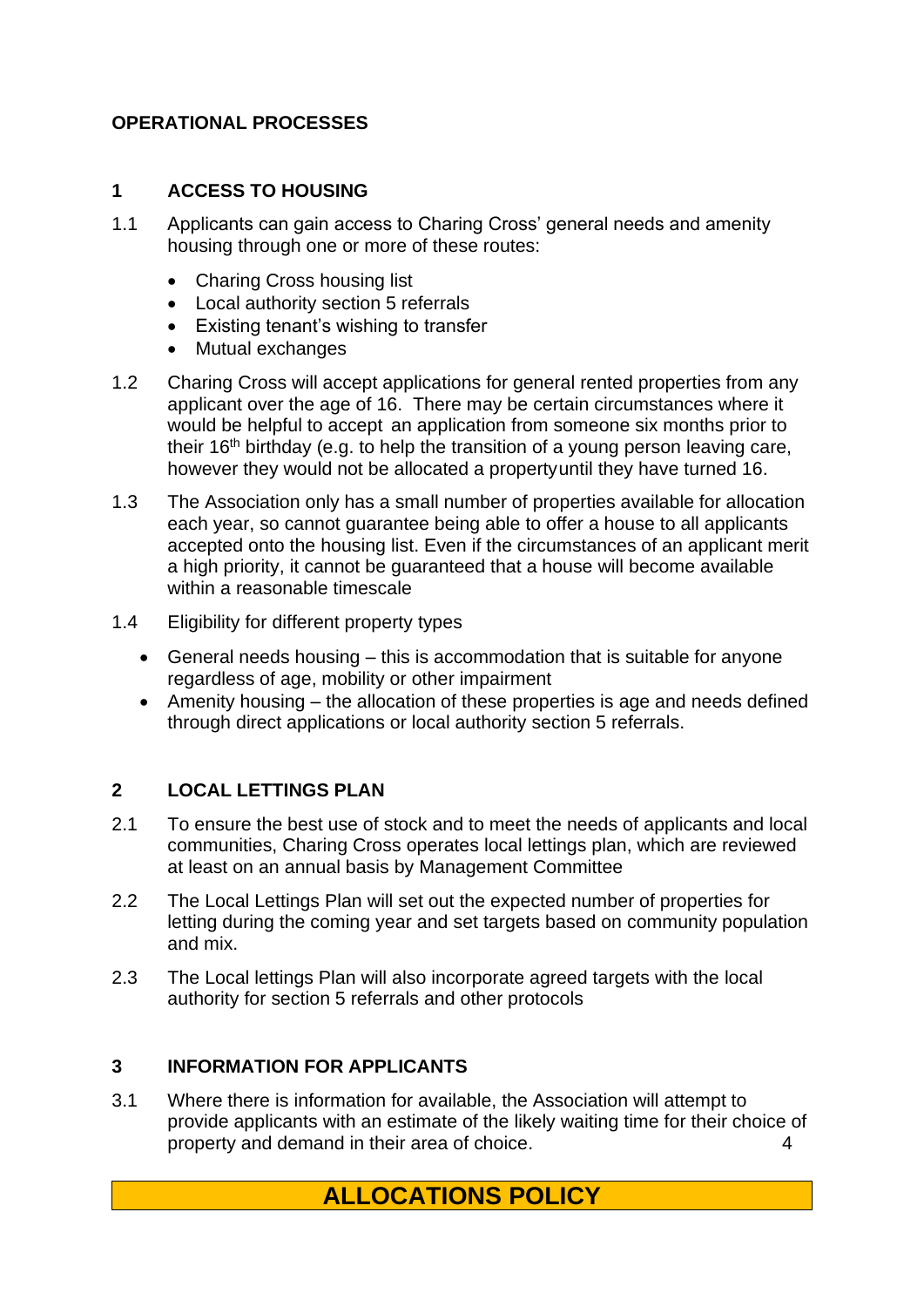**OPERATIONAL PROCESSES**

## 1 ACCESS TO HOUSING

1.1 Applicants can gain access to Charing Cross' general needs and amenity housing through one or more of these routes:

- Charing Cross housing list
- Local authority section 5 referrals
- Existing tenant's wishing to transfer
- Mutual exchanges

1.2 Charing Cross will accept applications for general rented properties from any applicant over the age of 16. There may be certain circumstances where it would be helpful to accept an application from someone six months prior to their 16th birthday (e.g. to help the transition of a young person leaving care, however they would not be allocated a propertyuntil they have turned 16.

1.3 The Association only has a small number of properties available for allocation each year, so cannot guarantee being able to offer a house to all applicants accepted onto the housing list. Even if the circumstances of an applicant merit a high priority, it cannot be guaranteed that a house will become available within a reasonable timescale

1.4 Eligibility for different property types

- General needs housing – this is accommodation that is suitable for anyone regardless of age, mobility or other impairment
- Amenity housing – the allocation of these properties is age and needs defined through direct applications or local authority section 5 referrals.

## 2 LOCAL LETTINGS PLAN

2.1 To ensure the best use of stock and to meet the needs of applicants and local communities, Charing Cross operates local lettings plan, which are reviewed at least on an annual basis by Management Committee

2.2 The Local Lettings Plan will set out the expected number of properties for letting during the coming year and set targets based on community population and mix.

2.3 The Local lettings Plan will also incorporate agreed targets with the local authority for section 5 referrals and other protocols

## 3 INFORMATION FOR APPLICANTS

3.1 Where there is information for available, the Association will attempt to provide applicants with an estimate of the likely waiting time for their choice of property and demand in their area of choice.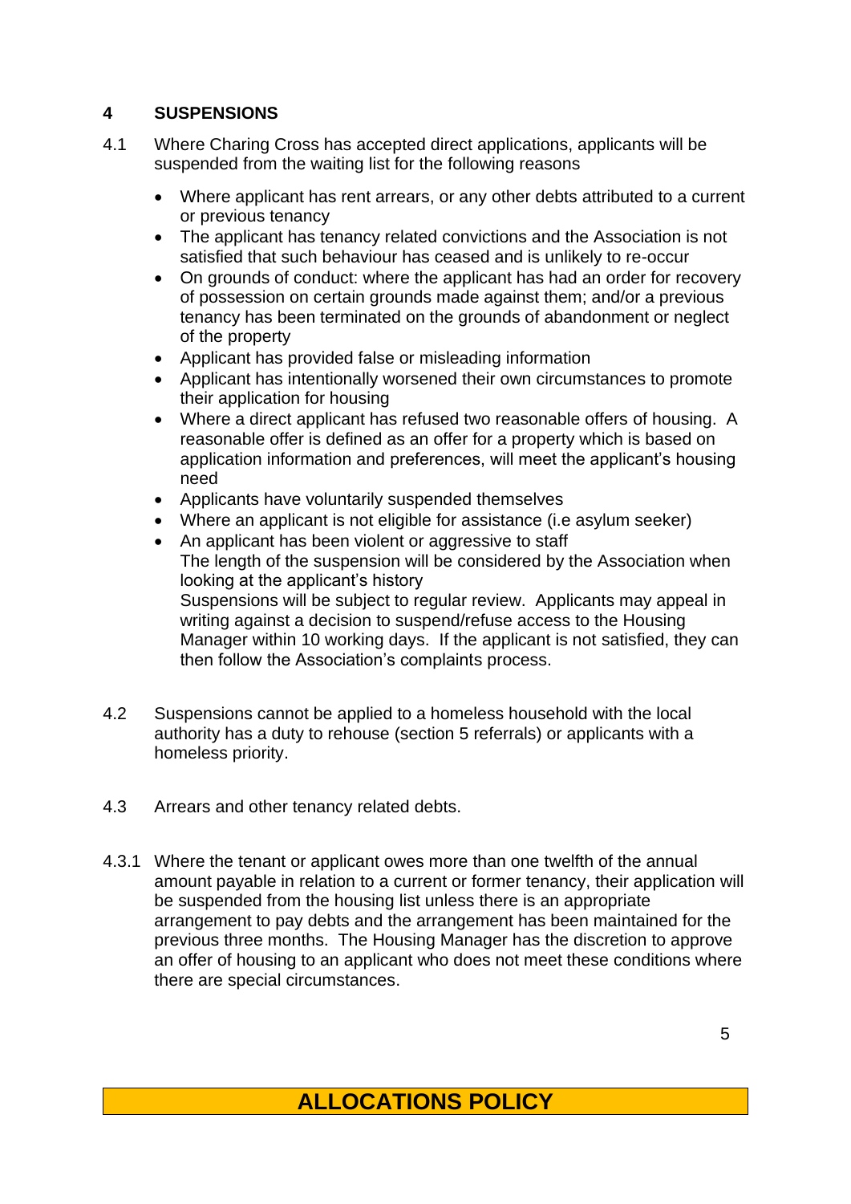## 4 SUSPENSIONS

4.1 Where Charing Cross has accepted direct applications, applicants will be suspended from the waiting list for the following reasons

- Where applicant has rent arrears, or any other debts attributed to a current or previous tenancy
- The applicant has tenancy related convictions and the Association is not satisfied that such behaviour has ceased and is unlikely to re-occur
- On grounds of conduct: where the applicant has had an order for recovery of possession on certain grounds made against them; and/or a previous tenancy has been terminated on the grounds of abandonment or neglect of the property
- Applicant has provided false or misleading information
- Applicant has intentionally worsened their own circumstances to promote their application for housing
- Where a direct applicant has refused two reasonable offers of housing. A reasonable offer is defined as an offer for a property which is based on application information and preferences, will meet the applicant's housing need
- Applicants have voluntarily suspended themselves
- Where an applicant is not eligible for assistance (i.e asylum seeker)
- An applicant has been violent or aggressive to staff
  The length of the suspension will be considered by the Association when looking at the applicant's history
  Suspensions will be subject to regular review. Applicants may appeal in writing against a decision to suspend/refuse access to the Housing Manager within 10 working days. If the applicant is not satisfied, they can then follow the Association's complaints process.

4.2 Suspensions cannot be applied to a homeless household with the local authority has a duty to rehouse (section 5 referrals) or applicants with a homeless priority.

4.3 Arrears and other tenancy related debts.

4.3.1 Where the tenant or applicant owes more than one twelfth of the annual amount payable in relation to a current or former tenancy, their application will be suspended from the housing list unless there is an appropriate arrangement to pay debts and the arrangement has been maintained for the previous three months. The Housing Manager has the discretion to approve an offer of housing to an applicant who does not meet these conditions where there are special circumstances.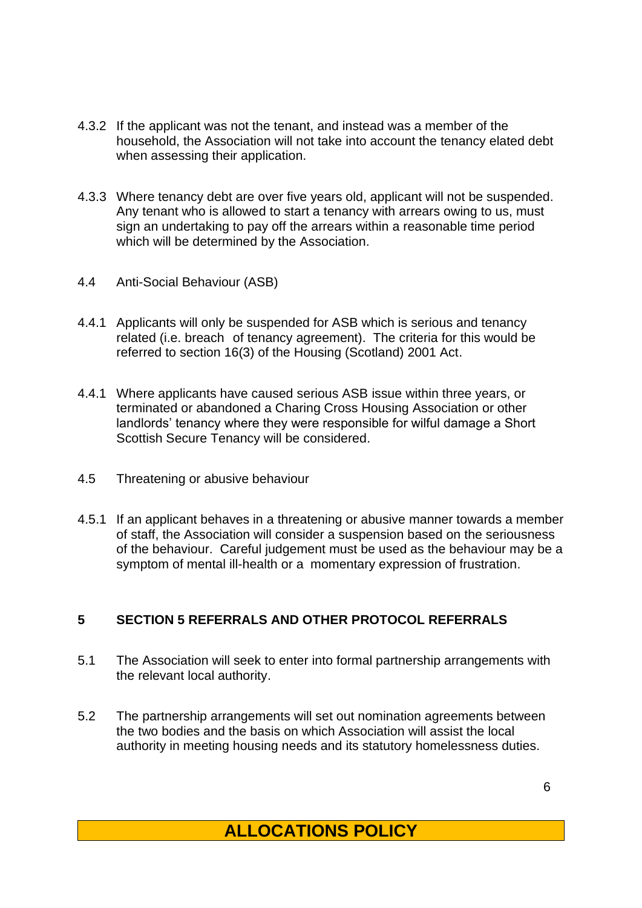4.3.2 If the applicant was not the tenant, and instead was a member of the household, the Association will not take into account the tenancy elated debt when assessing their application.

4.3.3 Where tenancy debt are over five years old, applicant will not be suspended. Any tenant who is allowed to start a tenancy with arrears owing to us, must sign an undertaking to pay off the arrears within a reasonable time period which will be determined by the Association.

4.4 Anti-Social Behaviour (ASB)

4.4.1 Applicants will only be suspended for ASB which is serious and tenancy related (i.e. breach of tenancy agreement). The criteria for this would be referred to section 16(3) of the Housing (Scotland) 2001 Act.

4.4.1 Where applicants have caused serious ASB issue within three years, or terminated or abandoned a Charing Cross Housing Association or other landlords' tenancy where they were responsible for wilful damage a Short Scottish Secure Tenancy will be considered.

4.5 Threatening or abusive behaviour

4.5.1 If an applicant behaves in a threatening or abusive manner towards a member of staff, the Association will consider a suspension based on the seriousness of the behaviour. Careful judgement must be used as the behaviour may be a symptom of mental ill-health or a momentary expression of frustration.

## 5 SECTION 5 REFERRALS AND OTHER PROTOCOL REFERRALS

5.1 The Association will seek to enter into formal partnership arrangements with the relevant local authority.

5.2 The partnership arrangements will set out nomination agreements between the two bodies and the basis on which Association will assist the local authority in meeting housing needs and its statutory homelessness duties.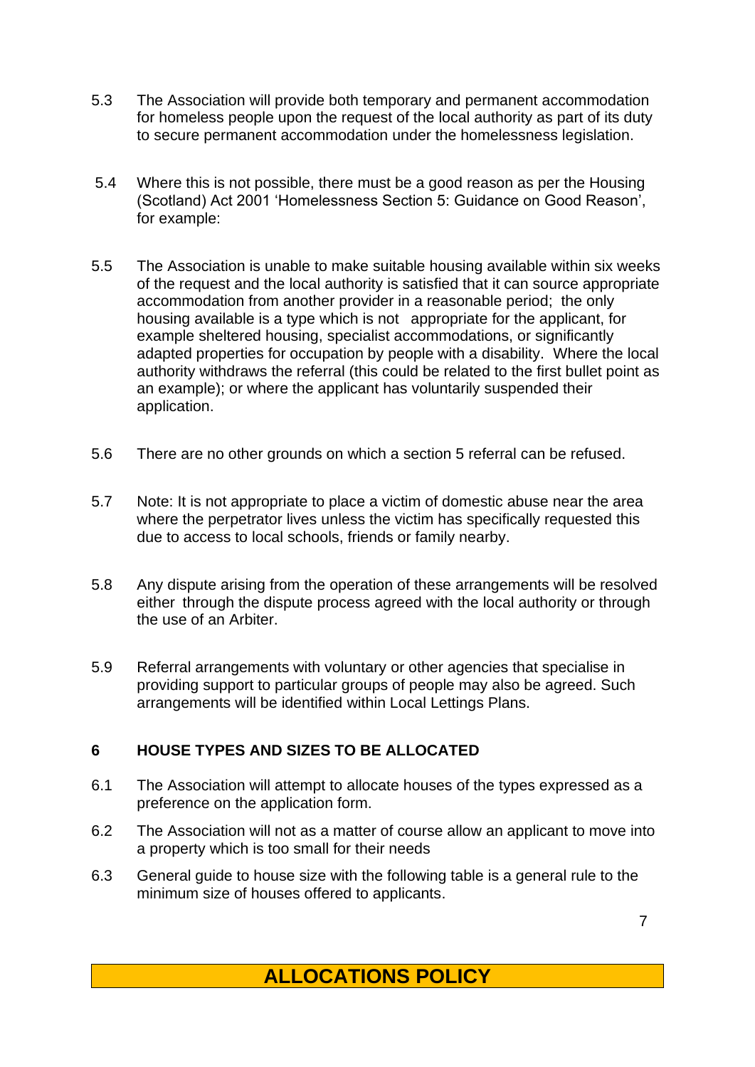5.3 The Association will provide both temporary and permanent accommodation for homeless people upon the request of the local authority as part of its duty to secure permanent accommodation under the homelessness legislation.

5.4 Where this is not possible, there must be a good reason as per the Housing (Scotland) Act 2001 'Homelessness Section 5: Guidance on Good Reason', for example:

5.5 The Association is unable to make suitable housing available within six weeks of the request and the local authority is satisfied that it can source appropriate accommodation from another provider in a reasonable period; the only housing available is a type which is not appropriate for the applicant, for example sheltered housing, specialist accommodations, or significantly adapted properties for occupation by people with a disability. Where the local authority withdraws the referral (this could be related to the first bullet point as an example); or where the applicant has voluntarily suspended their application.

5.6 There are no other grounds on which a section 5 referral can be refused.

5.7 Note: It is not appropriate to place a victim of domestic abuse near the area where the perpetrator lives unless the victim has specifically requested this due to access to local schools, friends or family nearby.

5.8 Any dispute arising from the operation of these arrangements will be resolved either through the dispute process agreed with the local authority or through the use of an Arbiter.

5.9 Referral arrangements with voluntary or other agencies that specialise in providing support to particular groups of people may also be agreed. Such arrangements will be identified within Local Lettings Plans.

## 6 HOUSE TYPES AND SIZES TO BE ALLOCATED

6.1 The Association will attempt to allocate houses of the types expressed as a preference on the application form.

6.2 The Association will not as a matter of course allow an applicant to move into a property which is too small for their needs

6.3 General guide to house size with the following table is a general rule to the minimum size of houses offered to applicants.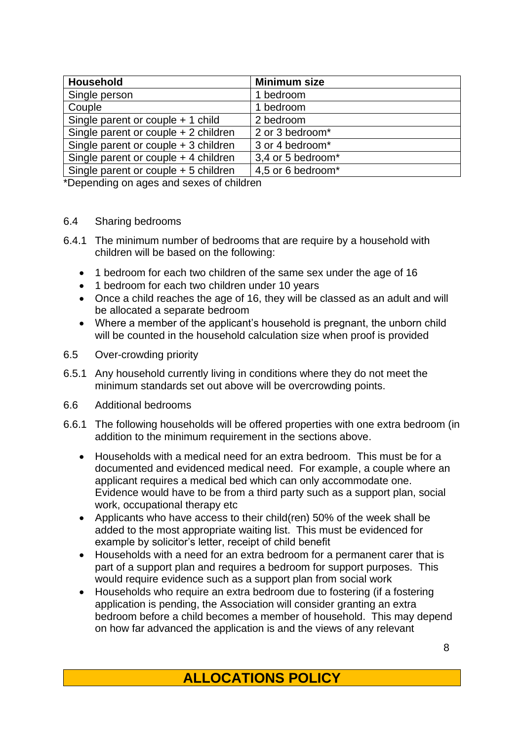| Household | Minimum size |
|---|---|
| Single person | 1 bedroom |
| Couple | 1 bedroom |
| Single parent or couple + 1 child | 2 bedroom |
| Single parent or couple + 2 children | 2 or 3 bedroom* |
| Single parent or couple + 3 children | 3 or 4 bedroom* |
| Single parent or couple + 4 children | 3,4 or 5 bedroom* |
| Single parent or couple + 5 children | 4,5 or 6 bedroom* |

*Depending on ages and sexes of children

6.4 Sharing bedrooms

6.4.1 The minimum number of bedrooms that are require by a household with children will be based on the following:

- 1 bedroom for each two children of the same sex under the age of 16
- 1 bedroom for each two children under 10 years
- Once a child reaches the age of 16, they will be classed as an adult and will be allocated a separate bedroom
- Where a member of the applicant's household is pregnant, the unborn child will be counted in the household calculation size when proof is provided

6.5 Over-crowding priority

6.5.1 Any household currently living in conditions where they do not meet the minimum standards set out above will be overcrowding points.

6.6 Additional bedrooms

6.6.1 The following households will be offered properties with one extra bedroom (in addition to the minimum requirement in the sections above.

- Households with a medical need for an extra bedroom. This must be for a documented and evidenced medical need. For example, a couple where an applicant requires a medical bed which can only accommodate one. Evidence would have to be from a third party such as a support plan, social work, occupational therapy etc
- Applicants who have access to their child(ren) 50% of the week shall be added to the most appropriate waiting list. This must be evidenced for example by solicitor's letter, receipt of child benefit
- Households with a need for an extra bedroom for a permanent carer that is part of a support plan and requires a bedroom for support purposes. This would require evidence such as a support plan from social work
- Households who require an extra bedroom due to fostering (if a fostering application is pending, the Association will consider granting an extra bedroom before a child becomes a member of household. This may depend on how far advanced the application is and the views of any relevant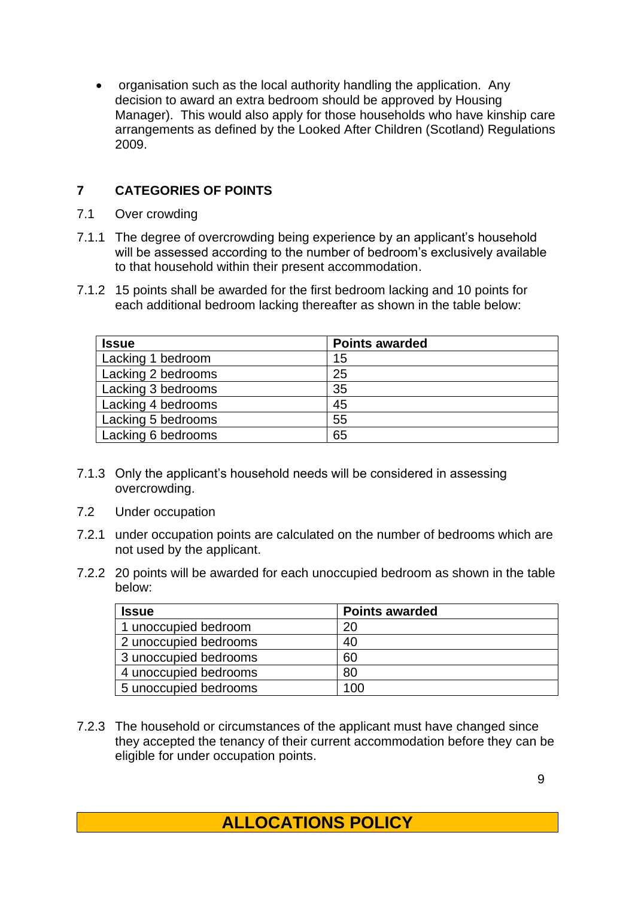- organisation such as the local authority handling the application. Any decision to award an extra bedroom should be approved by Housing Manager). This would also apply for those households who have kinship care arrangements as defined by the Looked After Children (Scotland) Regulations 2009.

## 7 CATEGORIES OF POINTS

7.1 Over crowding

7.1.1 The degree of overcrowding being experience by an applicant's household will be assessed according to the number of bedroom's exclusively available to that household within their present accommodation.

7.1.2 15 points shall be awarded for the first bedroom lacking and 10 points for each additional bedroom lacking thereafter as shown in the table below:

| Issue | Points awarded |
|---|---|
| Lacking 1 bedroom | 15 |
| Lacking 2 bedrooms | 25 |
| Lacking 3 bedrooms | 35 |
| Lacking 4 bedrooms | 45 |
| Lacking 5 bedrooms | 55 |
| Lacking 6 bedrooms | 65 |

7.1.3 Only the applicant's household needs will be considered in assessing overcrowding.

7.2 Under occupation

7.2.1 under occupation points are calculated on the number of bedrooms which are not used by the applicant.

7.2.2 20 points will be awarded for each unoccupied bedroom as shown in the table below:

| Issue | Points awarded |
|---|---|
| 1 unoccupied bedroom | 20 |
| 2 unoccupied bedrooms | 40 |
| 3 unoccupied bedrooms | 60 |
| 4 unoccupied bedrooms | 80 |
| 5 unoccupied bedrooms | 100 |

7.2.3 The household or circumstances of the applicant must have changed since they accepted the tenancy of their current accommodation before they can be eligible for under occupation points.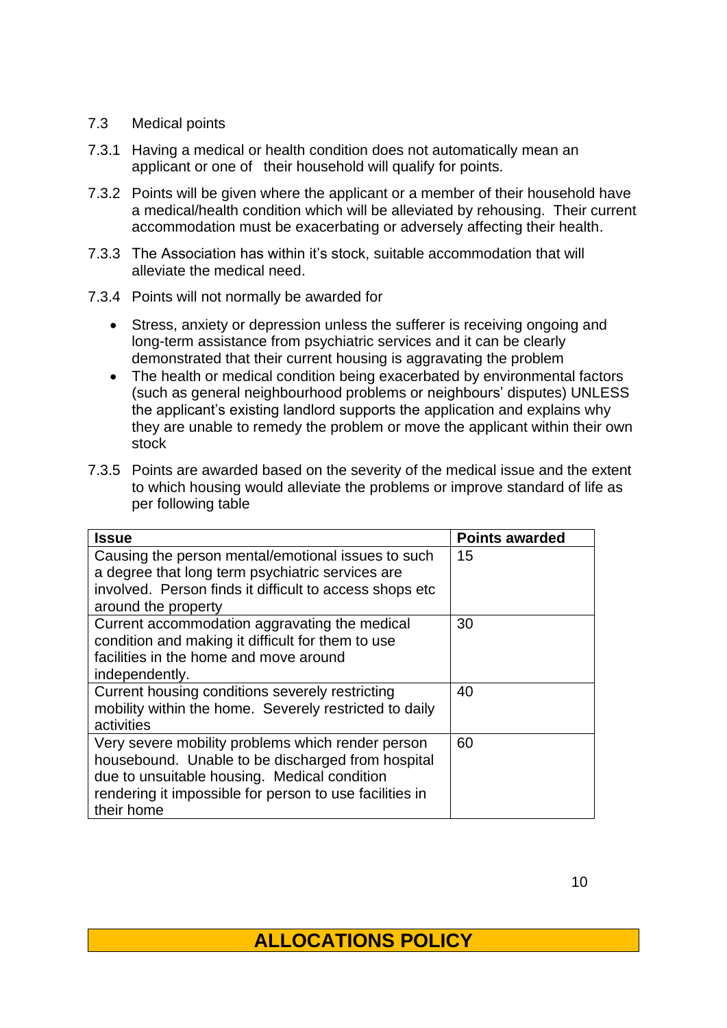### 7.3 Medical points

7.3.1 Having a medical or health condition does not automatically mean an applicant or one of their household will qualify for points.

7.3.2 Points will be given where the applicant or a member of their household have a medical/health condition which will be alleviated by rehousing. Their current accommodation must be exacerbating or adversely affecting their health.

7.3.3 The Association has within it's stock, suitable accommodation that will alleviate the medical need.

7.3.4 Points will not normally be awarded for

- Stress, anxiety or depression unless the sufferer is receiving ongoing and long-term assistance from psychiatric services and it can be clearly demonstrated that their current housing is aggravating the problem
- The health or medical condition being exacerbated by environmental factors (such as general neighbourhood problems or neighbours' disputes) UNLESS the applicant's existing landlord supports the application and explains why they are unable to remedy the problem or move the applicant within their own stock

7.3.5 Points are awarded based on the severity of the medical issue and the extent to which housing would alleviate the problems or improve standard of life as per following table

| Issue | Points awarded |
|---|---|
| Causing the person mental/emotional issues to such a degree that long term psychiatric services are involved. Person finds it difficult to access shops etc around the property | 15 |
| Current accommodation aggravating the medical condition and making it difficult for them to use facilities in the home and move around independently. | 30 |
| Current housing conditions severely restricting mobility within the home. Severely restricted to daily activities | 40 |
| Very severe mobility problems which render person housebound. Unable to be discharged from hospital due to unsuitable housing. Medical condition rendering it impossible for person to use facilities in their home | 60 |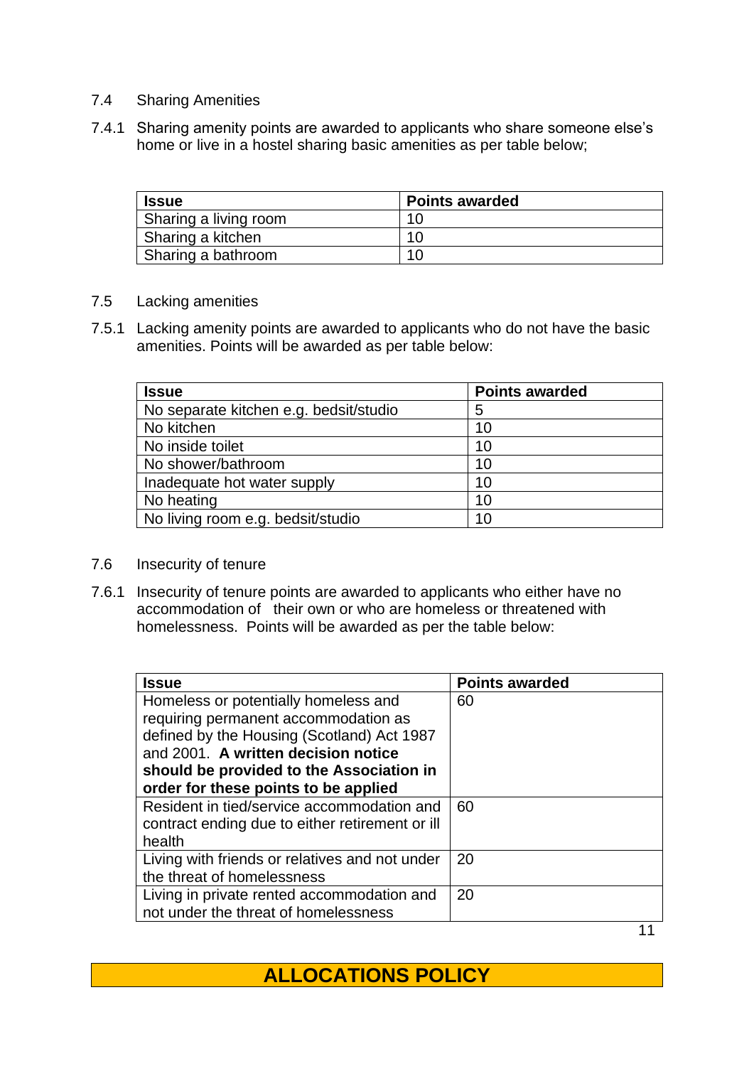## 7.4 Sharing Amenities

7.4.1 Sharing amenity points are awarded to applicants who share someone else's home or live in a hostel sharing basic amenities as per table below;

| Issue | Points awarded |
|---|---|
| Sharing a living room | 10 |
| Sharing a kitchen | 10 |
| Sharing a bathroom | 10 |

## 7.5 Lacking amenities

7.5.1 Lacking amenity points are awarded to applicants who do not have the basic amenities. Points will be awarded as per table below:

| Issue | Points awarded |
|---|---|
| No separate kitchen e.g. bedsit/studio | 5 |
| No kitchen | 10 |
| No inside toilet | 10 |
| No shower/bathroom | 10 |
| Inadequate hot water supply | 10 |
| No heating | 10 |
| No living room e.g. bedsit/studio | 10 |

## 7.6 Insecurity of tenure

7.6.1 Insecurity of tenure points are awarded to applicants who either have no accommodation of their own or who are homeless or threatened with homelessness. Points will be awarded as per the table below:

| Issue | Points awarded |
|---|---|
| Homeless or potentially homeless and requiring permanent accommodation as defined by the Housing (Scotland) Act 1987 and 2001. **A written decision notice should be provided to the Association in order for these points to be applied** | 60 |
| Resident in tied/service accommodation and contract ending due to either retirement or ill health | 60 |
| Living with friends or relatives and not under the threat of homelessness | 20 |
| Living in private rented accommodation and not under the threat of homelessness | 20 |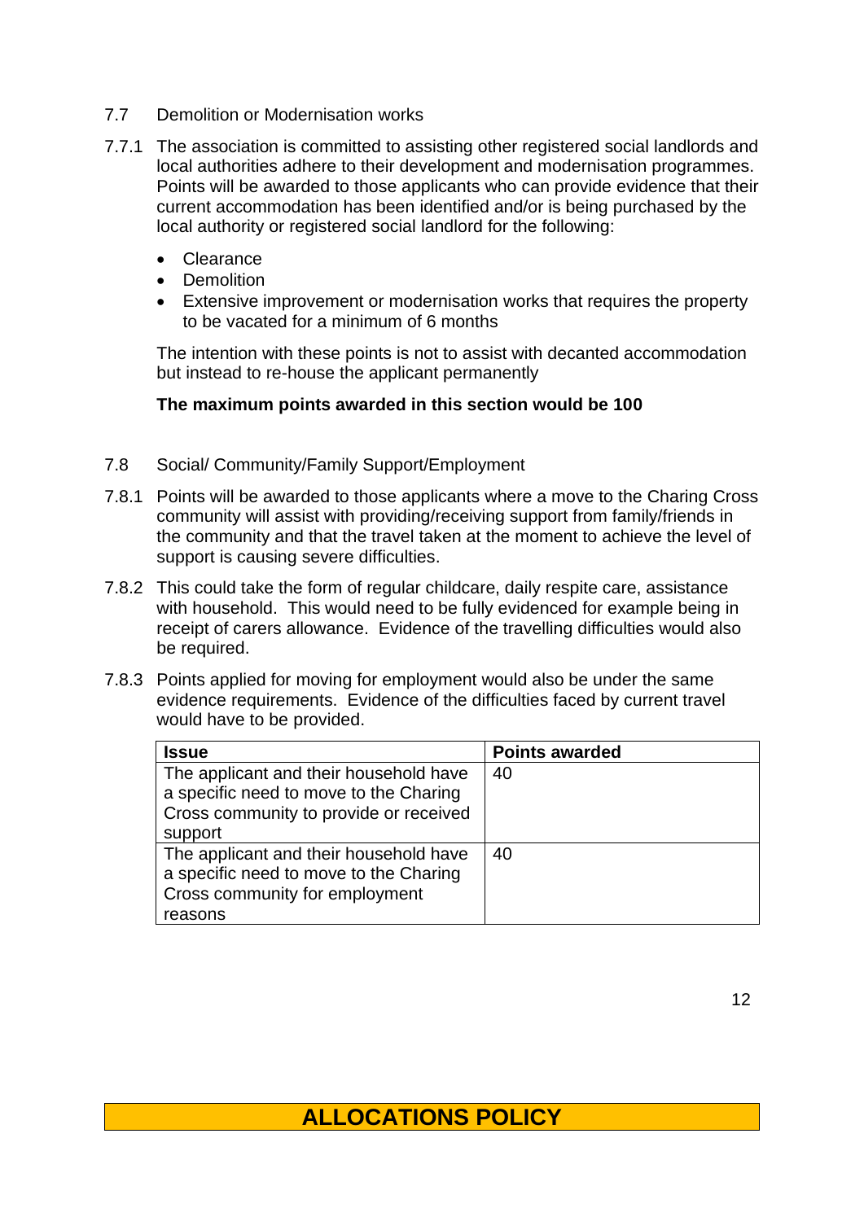## 7.7 Demolition or Modernisation works

7.7.1 The association is committed to assisting other registered social landlords and local authorities adhere to their development and modernisation programmes. Points will be awarded to those applicants who can provide evidence that their current accommodation has been identified and/or is being purchased by the local authority or registered social landlord for the following:

- Clearance
- Demolition
- Extensive improvement or modernisation works that requires the property to be vacated for a minimum of 6 months

The intention with these points is not to assist with decanted accommodation but instead to re-house the applicant permanently

**The maximum points awarded in this section would be 100**

## 7.8 Social/ Community/Family Support/Employment

7.8.1 Points will be awarded to those applicants where a move to the Charing Cross community will assist with providing/receiving support from family/friends in the community and that the travel taken at the moment to achieve the level of support is causing severe difficulties.

7.8.2 This could take the form of regular childcare, daily respite care, assistance with household. This would need to be fully evidenced for example being in receipt of carers allowance. Evidence of the travelling difficulties would also be required.

7.8.3 Points applied for moving for employment would also be under the same evidence requirements. Evidence of the difficulties faced by current travel would have to be provided.

| **Issue** | **Points awarded** |
|---|---|
| The applicant and their household have a specific need to move to the Charing Cross community to provide or received support | 40 |
| The applicant and their household have a specific need to move to the Charing Cross community for employment reasons | 40 |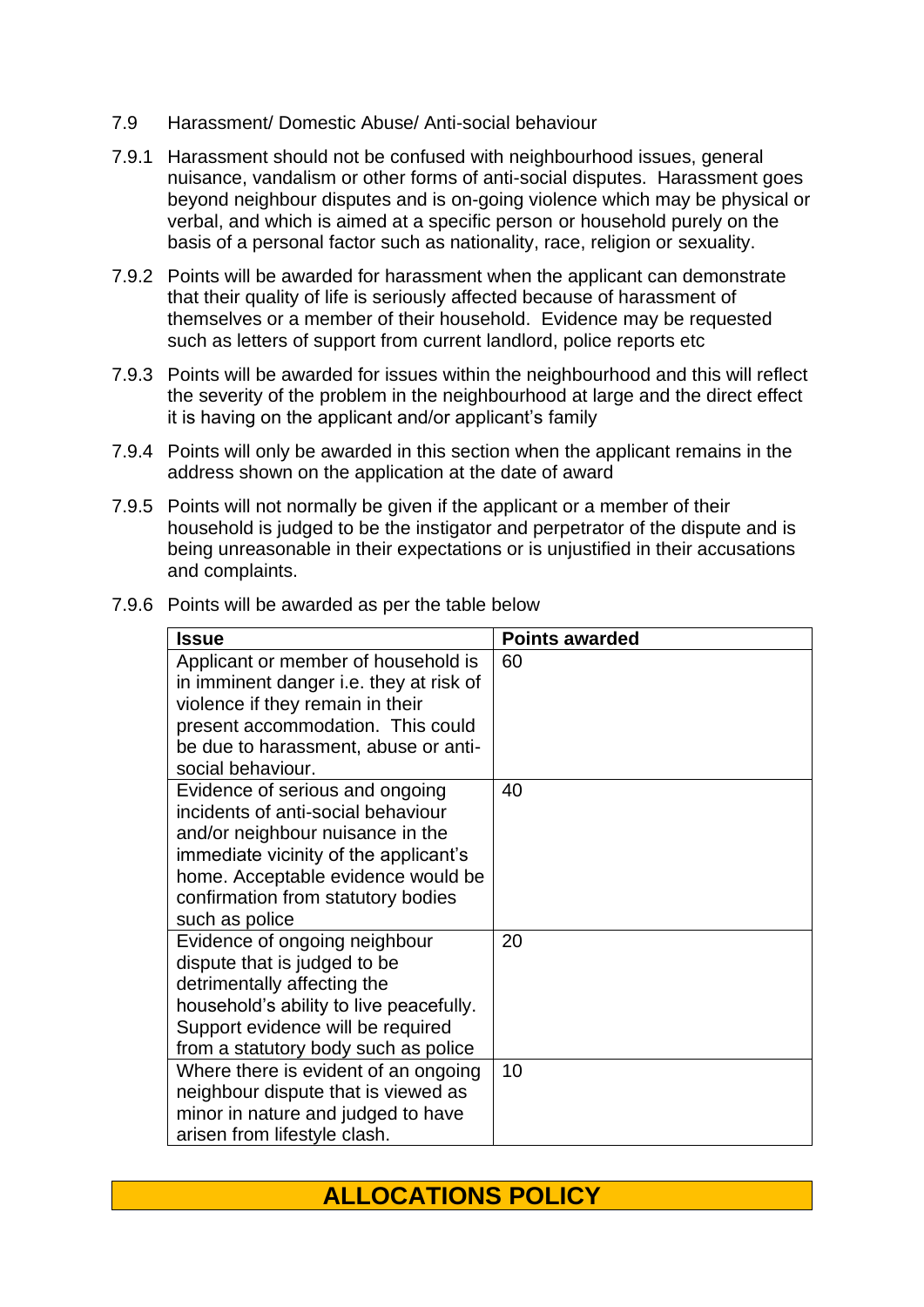## 7.9 Harassment/ Domestic Abuse/ Anti-social behaviour

7.9.1 Harassment should not be confused with neighbourhood issues, general nuisance, vandalism or other forms of anti-social disputes. Harassment goes beyond neighbour disputes and is on-going violence which may be physical or verbal, and which is aimed at a specific person or household purely on the basis of a personal factor such as nationality, race, religion or sexuality.

7.9.2 Points will be awarded for harassment when the applicant can demonstrate that their quality of life is seriously affected because of harassment of themselves or a member of their household. Evidence may be requested such as letters of support from current landlord, police reports etc

7.9.3 Points will be awarded for issues within the neighbourhood and this will reflect the severity of the problem in the neighbourhood at large and the direct effect it is having on the applicant and/or applicant's family

7.9.4 Points will only be awarded in this section when the applicant remains in the address shown on the application at the date of award

7.9.5 Points will not normally be given if the applicant or a member of their household is judged to be the instigator and perpetrator of the dispute and is being unreasonable in their expectations or is unjustified in their accusations and complaints.

7.9.6 Points will be awarded as per the table below

| Issue | Points awarded |
|---|---|
| Applicant or member of household is in imminent danger i.e. they at risk of violence if they remain in their present accommodation. This could be due to harassment, abuse or anti-social behaviour. | 60 |
| Evidence of serious and ongoing incidents of anti-social behaviour and/or neighbour nuisance in the immediate vicinity of the applicant's home. Acceptable evidence would be confirmation from statutory bodies such as police | 40 |
| Evidence of ongoing neighbour dispute that is judged to be detrimentally affecting the household's ability to live peacefully. Support evidence will be required from a statutory body such as police | 20 |
| Where there is evident of an ongoing neighbour dispute that is viewed as minor in nature and judged to have arisen from lifestyle clash. | 10 |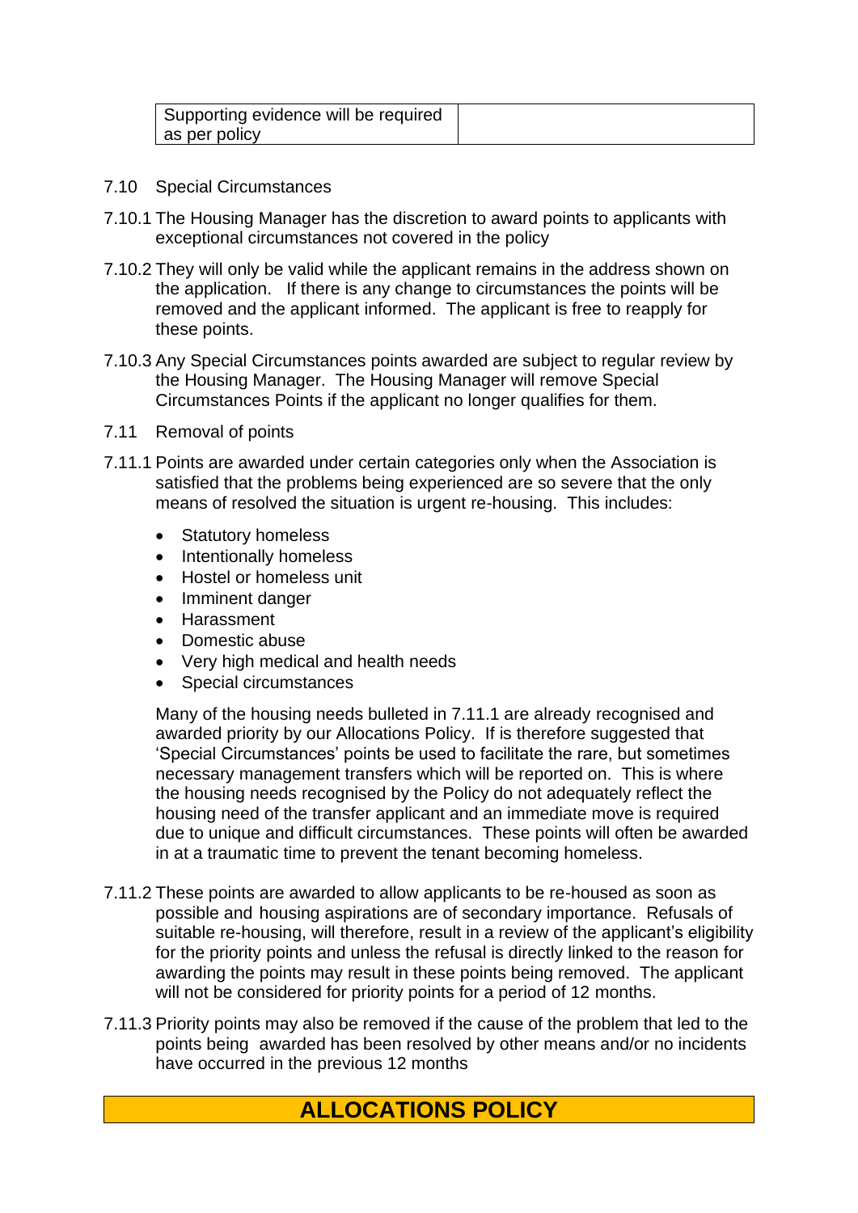| Supporting evidence will be required as per policy | |
|---|---|

7.10 Special Circumstances

7.10.1 The Housing Manager has the discretion to award points to applicants with exceptional circumstances not covered in the policy

7.10.2 They will only be valid while the applicant remains in the address shown on the application. If there is any change to circumstances the points will be removed and the applicant informed. The applicant is free to reapply for these points.

7.10.3 Any Special Circumstances points awarded are subject to regular review by the Housing Manager. The Housing Manager will remove Special Circumstances Points if the applicant no longer qualifies for them.

7.11 Removal of points

7.11.1 Points are awarded under certain categories only when the Association is satisfied that the problems being experienced are so severe that the only means of resolved the situation is urgent re-housing. This includes:

- Statutory homeless
- Intentionally homeless
- Hostel or homeless unit
- Imminent danger
- Harassment
- Domestic abuse
- Very high medical and health needs
- Special circumstances

Many of the housing needs bulleted in 7.11.1 are already recognised and awarded priority by our Allocations Policy. If is therefore suggested that 'Special Circumstances' points be used to facilitate the rare, but sometimes necessary management transfers which will be reported on. This is where the housing needs recognised by the Policy do not adequately reflect the housing need of the transfer applicant and an immediate move is required due to unique and difficult circumstances. These points will often be awarded in at a traumatic time to prevent the tenant becoming homeless.

7.11.2 These points are awarded to allow applicants to be re-housed as soon as possible and housing aspirations are of secondary importance. Refusals of suitable re-housing, will therefore, result in a review of the applicant's eligibility for the priority points and unless the refusal is directly linked to the reason for awarding the points may result in these points being removed. The applicant will not be considered for priority points for a period of 12 months.

7.11.3 Priority points may also be removed if the cause of the problem that led to the points being awarded has been resolved by other means and/or no incidents have occurred in the previous 12 months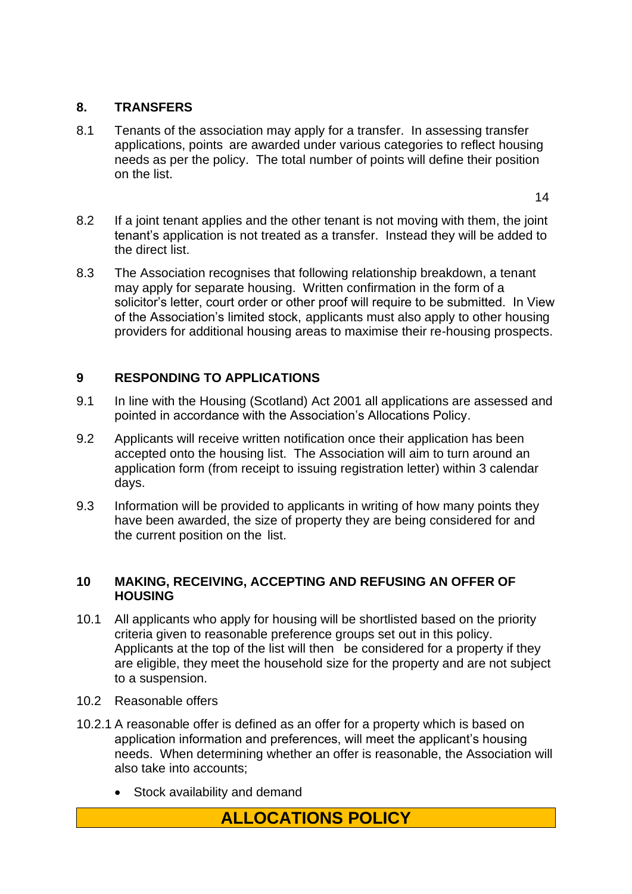## 8. TRANSFERS

8.1 Tenants of the association may apply for a transfer. In assessing transfer applications, points are awarded under various categories to reflect housing needs as per the policy. The total number of points will define their position on the list.

8.2 If a joint tenant applies and the other tenant is not moving with them, the joint tenant's application is not treated as a transfer. Instead they will be added to the direct list.

8.3 The Association recognises that following relationship breakdown, a tenant may apply for separate housing. Written confirmation in the form of a solicitor's letter, court order or other proof will require to be submitted. In View of the Association's limited stock, applicants must also apply to other housing providers for additional housing areas to maximise their re-housing prospects.

## 9 RESPONDING TO APPLICATIONS

9.1 In line with the Housing (Scotland) Act 2001 all applications are assessed and pointed in accordance with the Association's Allocations Policy.

9.2 Applicants will receive written notification once their application has been accepted onto the housing list. The Association will aim to turn around an application form (from receipt to issuing registration letter) within 3 calendar days.

9.3 Information will be provided to applicants in writing of how many points they have been awarded, the size of property they are being considered for and the current position on the list.

## 10 MAKING, RECEIVING, ACCEPTING AND REFUSING AN OFFER OF HOUSING

10.1 All applicants who apply for housing will be shortlisted based on the priority criteria given to reasonable preference groups set out in this policy. Applicants at the top of the list will then be considered for a property if they are eligible, they meet the household size for the property and are not subject to a suspension.

10.2 Reasonable offers

10.2.1 A reasonable offer is defined as an offer for a property which is based on application information and preferences, will meet the applicant's housing needs. When determining whether an offer is reasonable, the Association will also take into accounts;

- Stock availability and demand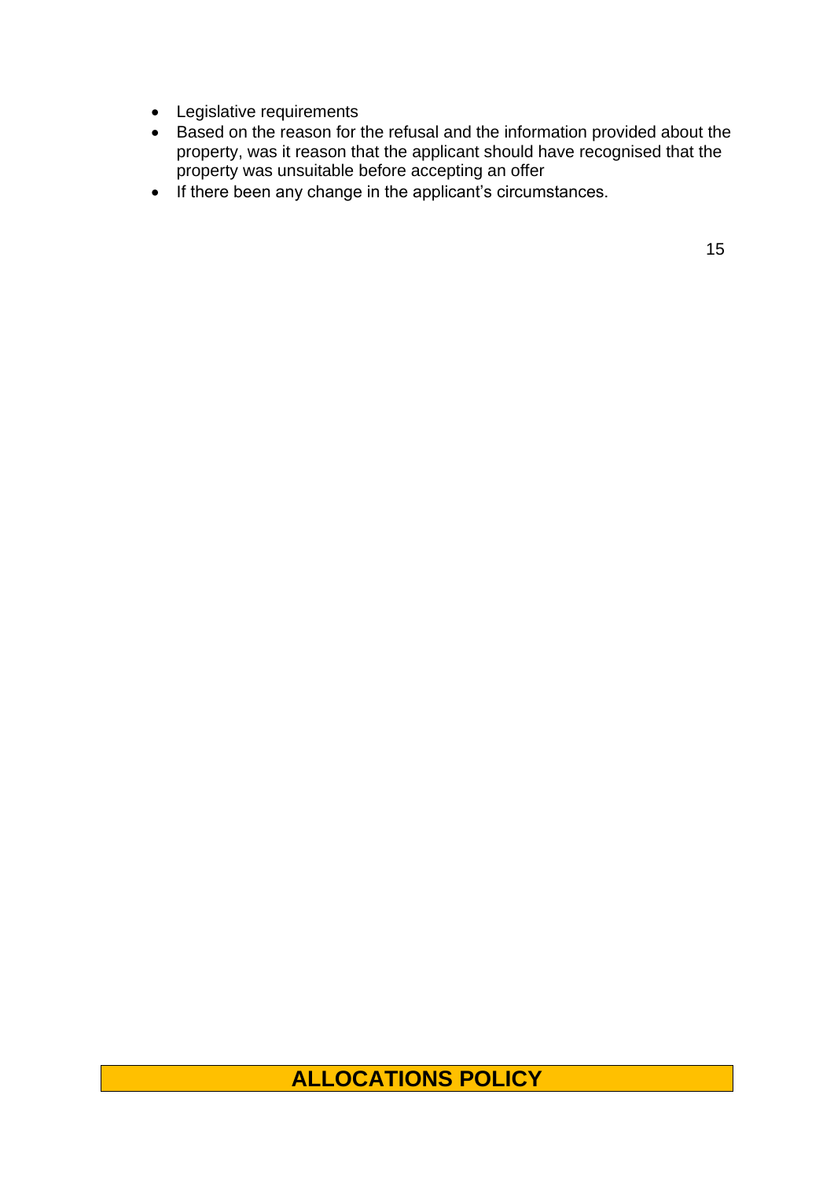- Legislative requirements
- Based on the reason for the refusal and the information provided about the property, was it reason that the applicant should have recognised that the property was unsuitable before accepting an offer
- If there been any change in the applicant's circumstances.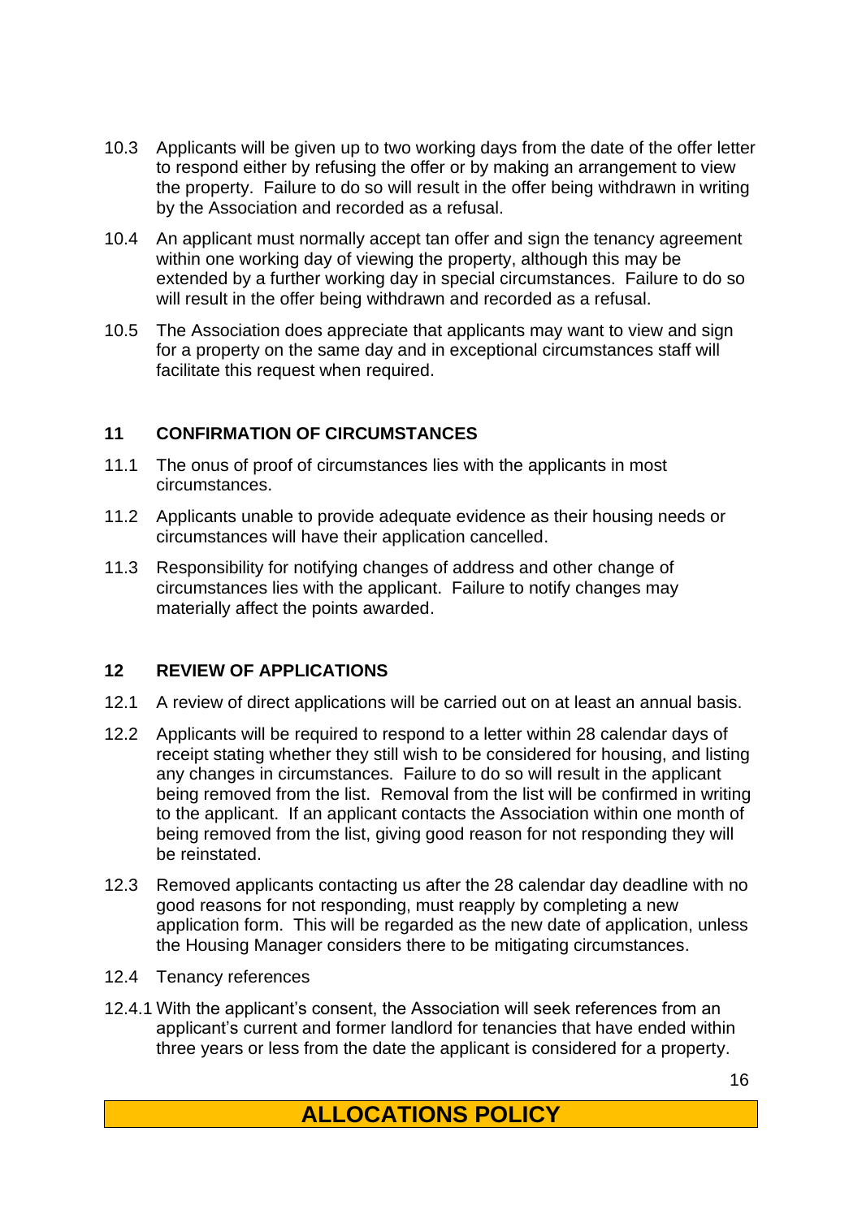10.3 Applicants will be given up to two working days from the date of the offer letter to respond either by refusing the offer or by making an arrangement to view the property. Failure to do so will result in the offer being withdrawn in writing by the Association and recorded as a refusal.

10.4 An applicant must normally accept tan offer and sign the tenancy agreement within one working day of viewing the property, although this may be extended by a further working day in special circumstances. Failure to do so will result in the offer being withdrawn and recorded as a refusal.

10.5 The Association does appreciate that applicants may want to view and sign for a property on the same day and in exceptional circumstances staff will facilitate this request when required.

## 11 CONFIRMATION OF CIRCUMSTANCES

11.1 The onus of proof of circumstances lies with the applicants in most circumstances.

11.2 Applicants unable to provide adequate evidence as their housing needs or circumstances will have their application cancelled.

11.3 Responsibility for notifying changes of address and other change of circumstances lies with the applicant. Failure to notify changes may materially affect the points awarded.

## 12 REVIEW OF APPLICATIONS

12.1 A review of direct applications will be carried out on at least an annual basis.

12.2 Applicants will be required to respond to a letter within 28 calendar days of receipt stating whether they still wish to be considered for housing, and listing any changes in circumstances. Failure to do so will result in the applicant being removed from the list. Removal from the list will be confirmed in writing to the applicant. If an applicant contacts the Association within one month of being removed from the list, giving good reason for not responding they will be reinstated.

12.3 Removed applicants contacting us after the 28 calendar day deadline with no good reasons for not responding, must reapply by completing a new application form. This will be regarded as the new date of application, unless the Housing Manager considers there to be mitigating circumstances.

12.4 Tenancy references

12.4.1 With the applicant's consent, the Association will seek references from an applicant's current and former landlord for tenancies that have ended within three years or less from the date the applicant is considered for a property.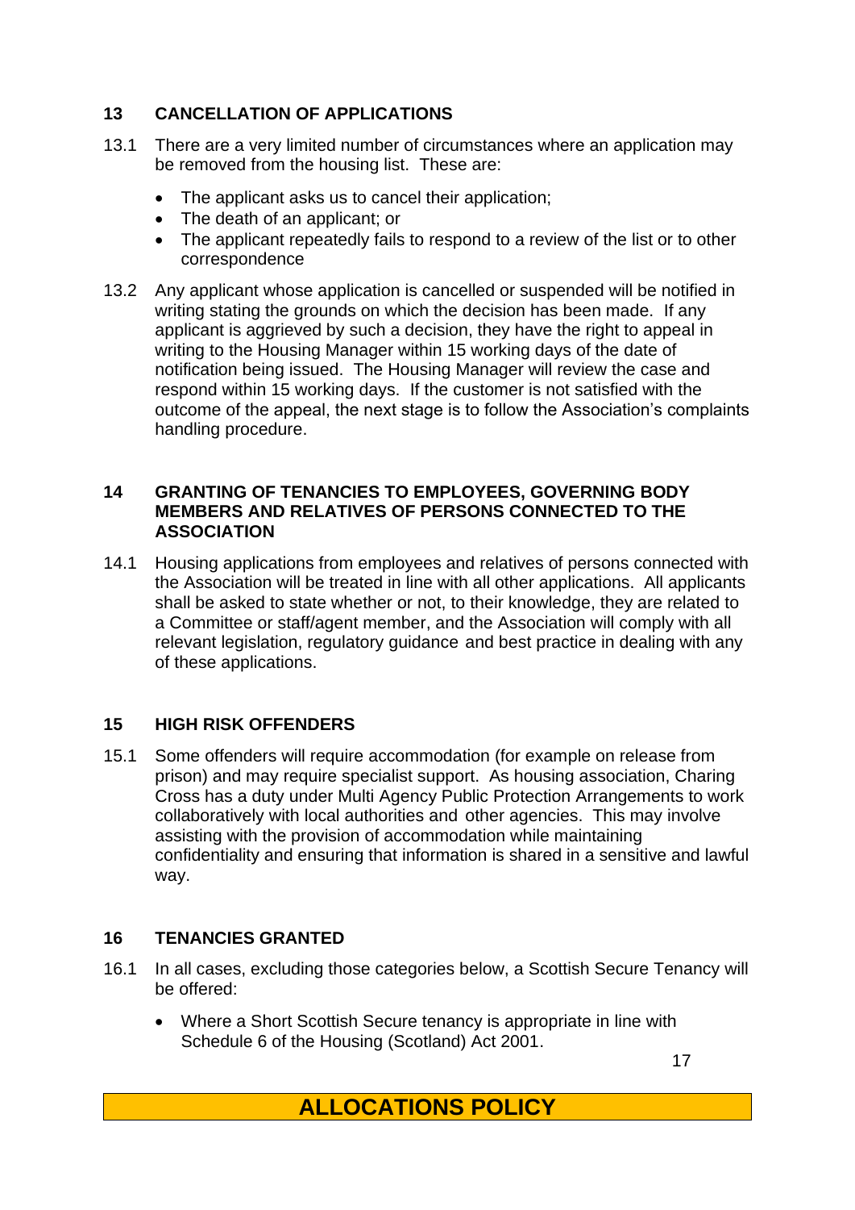## 13 CANCELLATION OF APPLICATIONS

13.1 There are a very limited number of circumstances where an application may be removed from the housing list. These are:

- The applicant asks us to cancel their application;
- The death of an applicant; or
- The applicant repeatedly fails to respond to a review of the list or to other correspondence

13.2 Any applicant whose application is cancelled or suspended will be notified in writing stating the grounds on which the decision has been made. If any applicant is aggrieved by such a decision, they have the right to appeal in writing to the Housing Manager within 15 working days of the date of notification being issued. The Housing Manager will review the case and respond within 15 working days. If the customer is not satisfied with the outcome of the appeal, the next stage is to follow the Association's complaints handling procedure.

## 14 GRANTING OF TENANCIES TO EMPLOYEES, GOVERNING BODY MEMBERS AND RELATIVES OF PERSONS CONNECTED TO THE ASSOCIATION

14.1 Housing applications from employees and relatives of persons connected with the Association will be treated in line with all other applications. All applicants shall be asked to state whether or not, to their knowledge, they are related to a Committee or staff/agent member, and the Association will comply with all relevant legislation, regulatory guidance and best practice in dealing with any of these applications.

## 15 HIGH RISK OFFENDERS

15.1 Some offenders will require accommodation (for example on release from prison) and may require specialist support. As housing association, Charing Cross has a duty under Multi Agency Public Protection Arrangements to work collaboratively with local authorities and other agencies. This may involve assisting with the provision of accommodation while maintaining confidentiality and ensuring that information is shared in a sensitive and lawful way.

## 16 TENANCIES GRANTED

16.1 In all cases, excluding those categories below, a Scottish Secure Tenancy will be offered:

- Where a Short Scottish Secure tenancy is appropriate in line with Schedule 6 of the Housing (Scotland) Act 2001.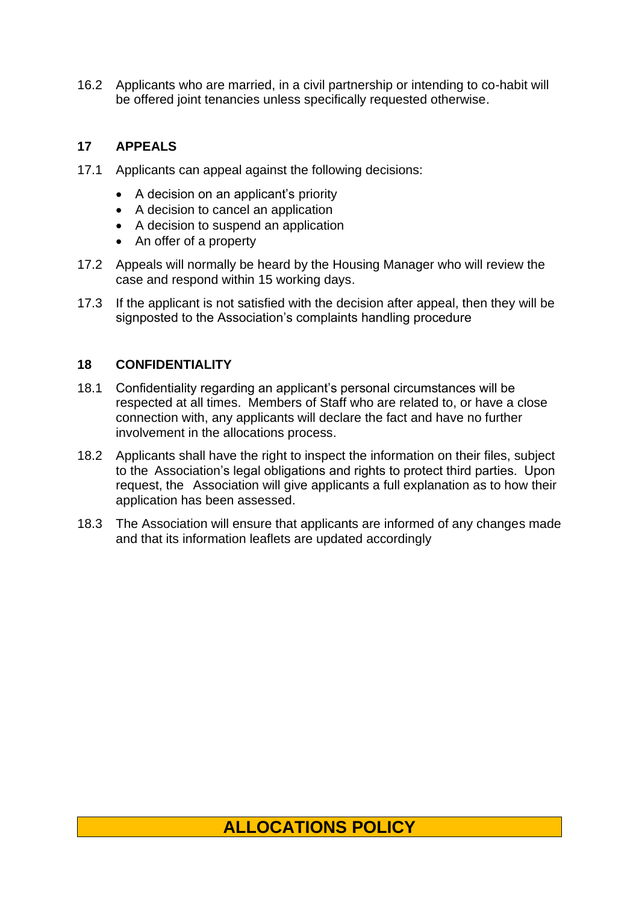16.2 Applicants who are married, in a civil partnership or intending to co-habit will be offered joint tenancies unless specifically requested otherwise.

## 17 APPEALS

17.1 Applicants can appeal against the following decisions:

- A decision on an applicant's priority
- A decision to cancel an application
- A decision to suspend an application
- An offer of a property

17.2 Appeals will normally be heard by the Housing Manager who will review the case and respond within 15 working days.

17.3 If the applicant is not satisfied with the decision after appeal, then they will be signposted to the Association's complaints handling procedure

## 18 CONFIDENTIALITY

18.1 Confidentiality regarding an applicant's personal circumstances will be respected at all times. Members of Staff who are related to, or have a close connection with, any applicants will declare the fact and have no further involvement in the allocations process.

18.2 Applicants shall have the right to inspect the information on their files, subject to the Association's legal obligations and rights to protect third parties. Upon request, the Association will give applicants a full explanation as to how their application has been assessed.

18.3 The Association will ensure that applicants are informed of any changes made and that its information leaflets are updated accordingly